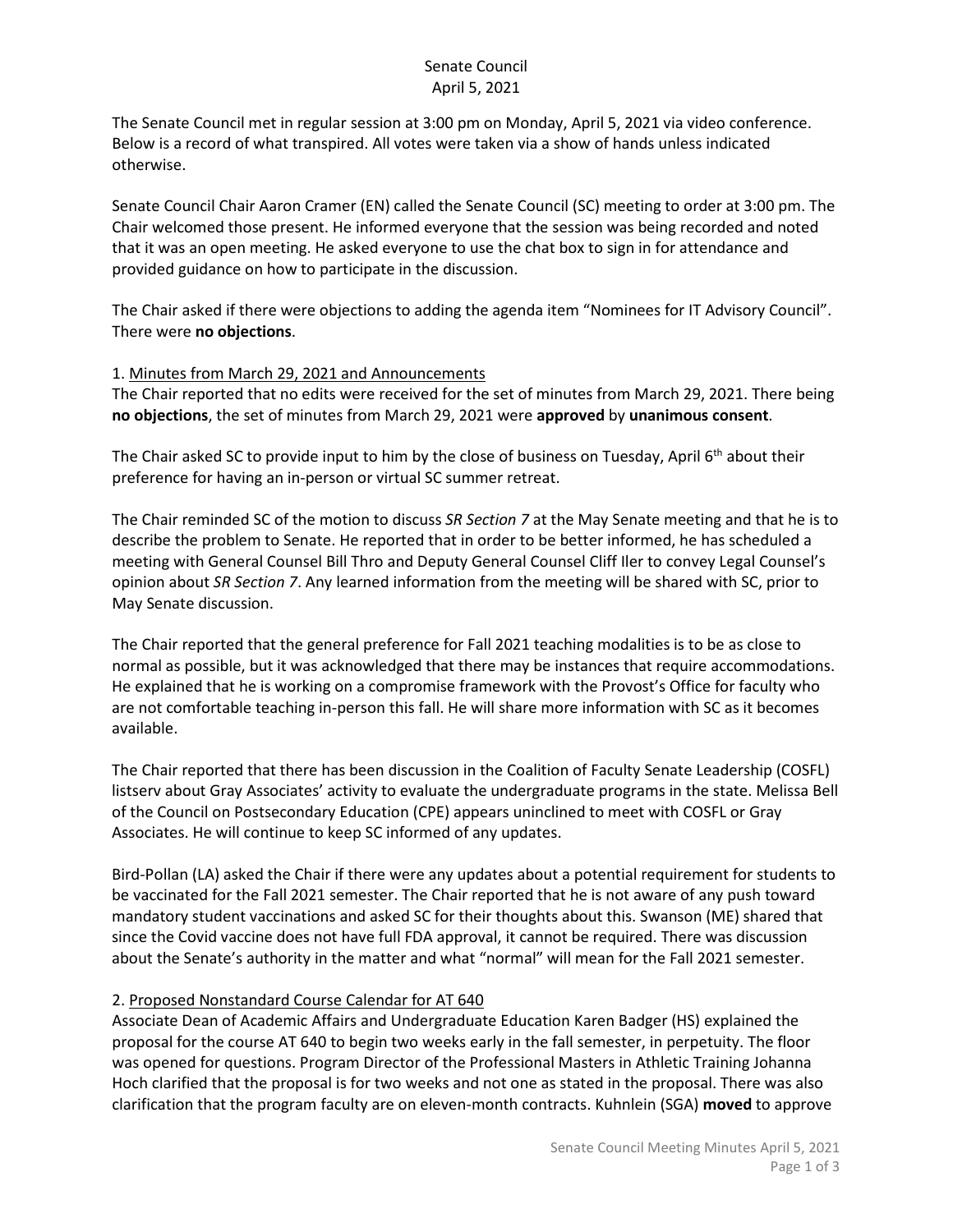# Senate Council
April 5, 2021

The Senate Council met in regular session at 3:00 pm on Monday, April 5, 2021 via video conference. Below is a record of what transpired. All votes were taken via a show of hands unless indicated otherwise.

Senate Council Chair Aaron Cramer (EN) called the Senate Council (SC) meeting to order at 3:00 pm. The Chair welcomed those present. He informed everyone that the session was being recorded and noted that it was an open meeting. He asked everyone to use the chat box to sign in for attendance and provided guidance on how to participate in the discussion.

The Chair asked if there were objections to adding the agenda item "Nominees for IT Advisory Council". There were **no objections**.

1. Minutes from March 29, 2021 and Announcements

The Chair reported that no edits were received for the set of minutes from March 29, 2021. There being **no objections**, the set of minutes from March 29, 2021 were **approved** by **unanimous consent**.

The Chair asked SC to provide input to him by the close of business on Tuesday, April 6th about their preference for having an in-person or virtual SC summer retreat.

The Chair reminded SC of the motion to discuss *SR Section 7* at the May Senate meeting and that he is to describe the problem to Senate. He reported that in order to be better informed, he has scheduled a meeting with General Counsel Bill Thro and Deputy General Counsel Cliff Iler to convey Legal Counsel's opinion about *SR Section 7*. Any learned information from the meeting will be shared with SC, prior to May Senate discussion.

The Chair reported that the general preference for Fall 2021 teaching modalities is to be as close to normal as possible, but it was acknowledged that there may be instances that require accommodations. He explained that he is working on a compromise framework with the Provost's Office for faculty who are not comfortable teaching in-person this fall. He will share more information with SC as it becomes available.

The Chair reported that there has been discussion in the Coalition of Faculty Senate Leadership (COSFL) listserv about Gray Associates' activity to evaluate the undergraduate programs in the state. Melissa Bell of the Council on Postsecondary Education (CPE) appears uninclined to meet with COSFL or Gray Associates. He will continue to keep SC informed of any updates.

Bird-Pollan (LA) asked the Chair if there were any updates about a potential requirement for students to be vaccinated for the Fall 2021 semester. The Chair reported that he is not aware of any push toward mandatory student vaccinations and asked SC for their thoughts about this. Swanson (ME) shared that since the Covid vaccine does not have full FDA approval, it cannot be required. There was discussion about the Senate's authority in the matter and what "normal" will mean for the Fall 2021 semester.

2. Proposed Nonstandard Course Calendar for AT 640

Associate Dean of Academic Affairs and Undergraduate Education Karen Badger (HS) explained the proposal for the course AT 640 to begin two weeks early in the fall semester, in perpetuity. The floor was opened for questions. Program Director of the Professional Masters in Athletic Training Johanna Hoch clarified that the proposal is for two weeks and not one as stated in the proposal. There was also clarification that the program faculty are on eleven-month contracts. Kuhnlein (SGA) **moved** to approve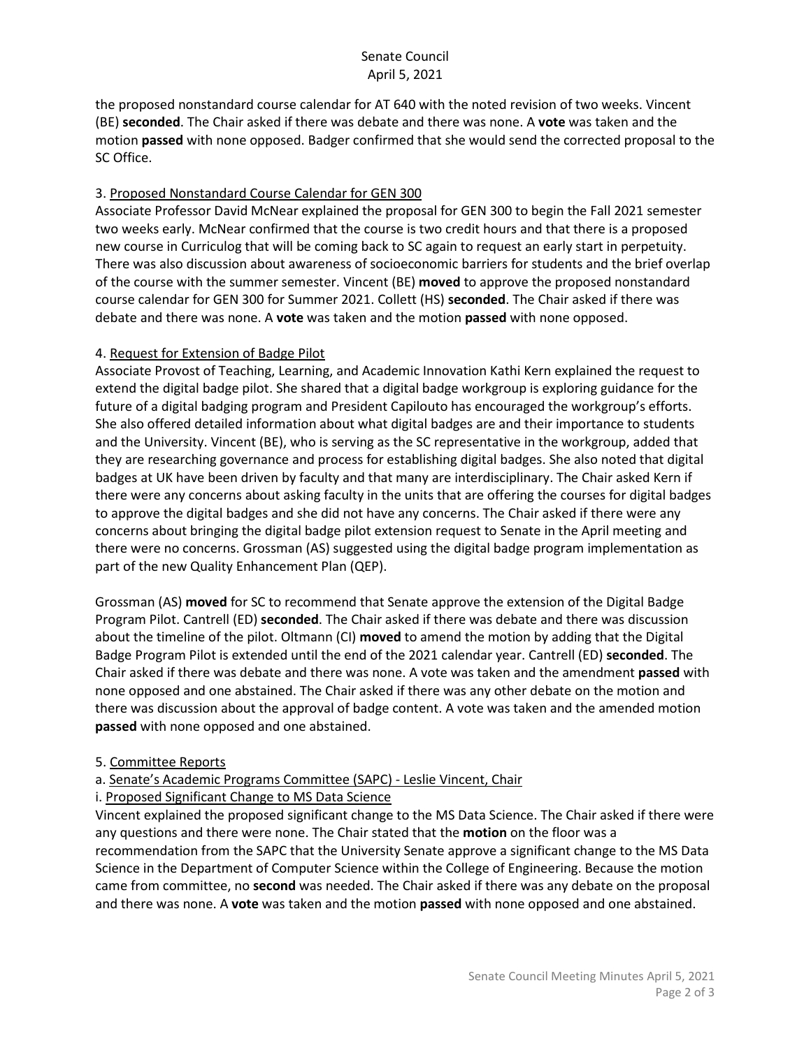the proposed nonstandard course calendar for AT 640 with the noted revision of two weeks. Vincent (BE) **seconded**. The Chair asked if there was debate and there was none. A **vote** was taken and the motion **passed** with none opposed. Badger confirmed that she would send the corrected proposal to the SC Office.

3. Proposed Nonstandard Course Calendar for GEN 300

Associate Professor David McNear explained the proposal for GEN 300 to begin the Fall 2021 semester two weeks early. McNear confirmed that the course is two credit hours and that there is a proposed new course in Curriculog that will be coming back to SC again to request an early start in perpetuity. There was also discussion about awareness of socioeconomic barriers for students and the brief overlap of the course with the summer semester. Vincent (BE) **moved** to approve the proposed nonstandard course calendar for GEN 300 for Summer 2021. Collett (HS) **seconded**. The Chair asked if there was debate and there was none. A **vote** was taken and the motion **passed** with none opposed.

4. Request for Extension of Badge Pilot

Associate Provost of Teaching, Learning, and Academic Innovation Kathi Kern explained the request to extend the digital badge pilot. She shared that a digital badge workgroup is exploring guidance for the future of a digital badging program and President Capilouto has encouraged the workgroup's efforts. She also offered detailed information about what digital badges are and their importance to students and the University. Vincent (BE), who is serving as the SC representative in the workgroup, added that they are researching governance and process for establishing digital badges. She also noted that digital badges at UK have been driven by faculty and that many are interdisciplinary. The Chair asked Kern if there were any concerns about asking faculty in the units that are offering the courses for digital badges to approve the digital badges and she did not have any concerns. The Chair asked if there were any concerns about bringing the digital badge pilot extension request to Senate in the April meeting and there were no concerns. Grossman (AS) suggested using the digital badge program implementation as part of the new Quality Enhancement Plan (QEP).

Grossman (AS) **moved** for SC to recommend that Senate approve the extension of the Digital Badge Program Pilot. Cantrell (ED) **seconded**. The Chair asked if there was debate and there was discussion about the timeline of the pilot. Oltmann (CI) **moved** to amend the motion by adding that the Digital Badge Program Pilot is extended until the end of the 2021 calendar year. Cantrell (ED) **seconded**. The Chair asked if there was debate and there was none. A vote was taken and the amendment **passed** with none opposed and one abstained. The Chair asked if there was any other debate on the motion and there was discussion about the approval of badge content. A vote was taken and the amended motion **passed** with none opposed and one abstained.

5. Committee Reports

a. Senate's Academic Programs Committee (SAPC) - Leslie Vincent, Chair

i. Proposed Significant Change to MS Data Science

Vincent explained the proposed significant change to the MS Data Science. The Chair asked if there were any questions and there were none. The Chair stated that the **motion** on the floor was a recommendation from the SAPC that the University Senate approve a significant change to the MS Data Science in the Department of Computer Science within the College of Engineering. Because the motion came from committee, no **second** was needed. The Chair asked if there was any debate on the proposal and there was none. A **vote** was taken and the motion **passed** with none opposed and one abstained.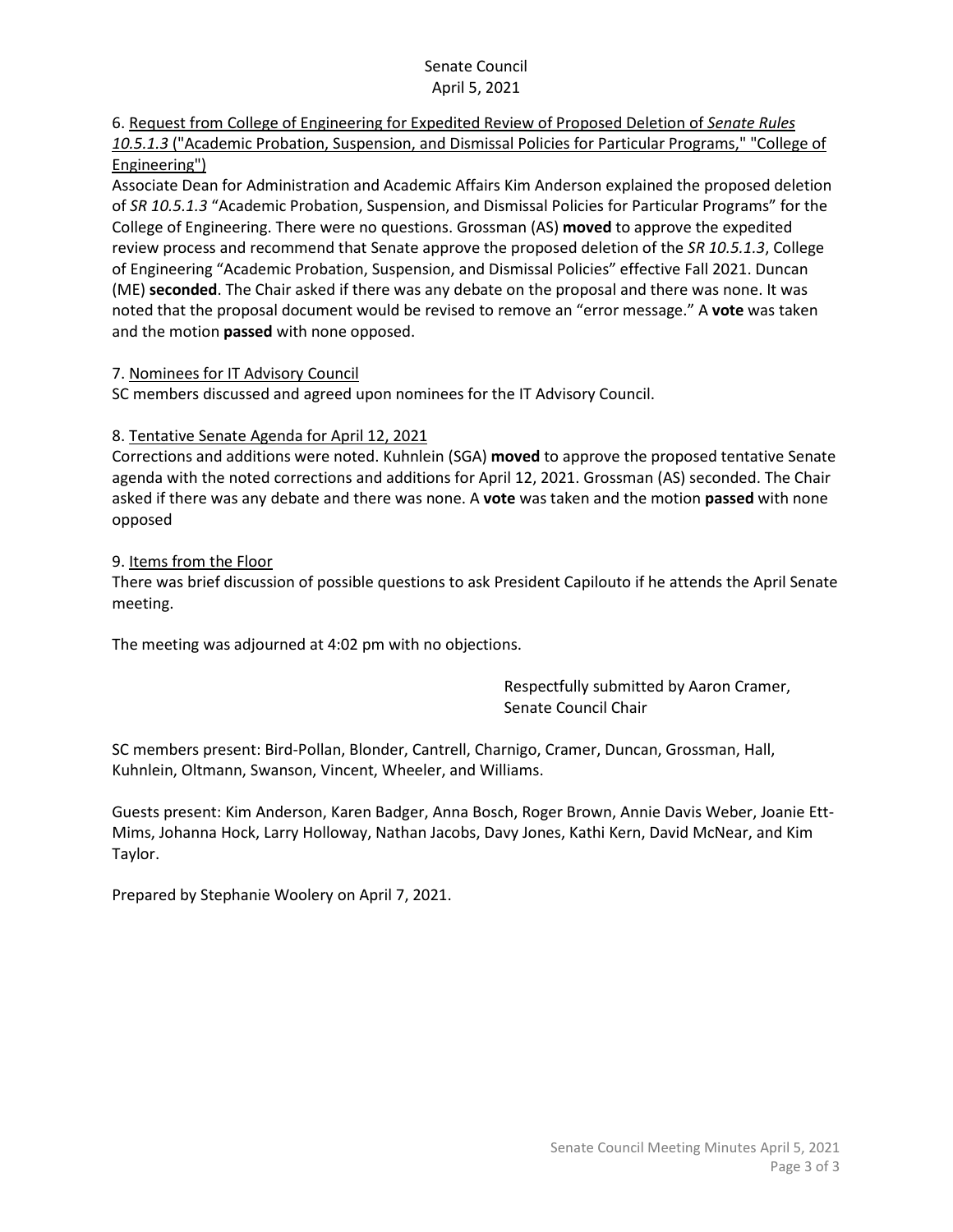6. Request from College of Engineering for Expedited Review of Proposed Deletion of *Senate Rules 10.5.1.3* ("Academic Probation, Suspension, and Dismissal Policies for Particular Programs," "College of Engineering")

Associate Dean for Administration and Academic Affairs Kim Anderson explained the proposed deletion of *SR 10.5.1.3* "Academic Probation, Suspension, and Dismissal Policies for Particular Programs" for the College of Engineering. There were no questions. Grossman (AS) **moved** to approve the expedited review process and recommend that Senate approve the proposed deletion of the *SR 10.5.1.3*, College of Engineering "Academic Probation, Suspension, and Dismissal Policies" effective Fall 2021. Duncan (ME) **seconded**. The Chair asked if there was any debate on the proposal and there was none. It was noted that the proposal document would be revised to remove an "error message." A **vote** was taken and the motion **passed** with none opposed.

7. Nominees for IT Advisory Council

SC members discussed and agreed upon nominees for the IT Advisory Council.

8. Tentative Senate Agenda for April 12, 2021

Corrections and additions were noted. Kuhnlein (SGA) **moved** to approve the proposed tentative Senate agenda with the noted corrections and additions for April 12, 2021. Grossman (AS) seconded. The Chair asked if there was any debate and there was none. A **vote** was taken and the motion **passed** with none opposed

9. Items from the Floor

There was brief discussion of possible questions to ask President Capilouto if he attends the April Senate meeting.

The meeting was adjourned at 4:02 pm with no objections.

Respectfully submitted by Aaron Cramer,
Senate Council Chair

SC members present: Bird-Pollan, Blonder, Cantrell, Charnigo, Cramer, Duncan, Grossman, Hall, Kuhnlein, Oltmann, Swanson, Vincent, Wheeler, and Williams.

Guests present: Kim Anderson, Karen Badger, Anna Bosch, Roger Brown, Annie Davis Weber, Joanie Ett-Mims, Johanna Hock, Larry Holloway, Nathan Jacobs, Davy Jones, Kathi Kern, David McNear, and Kim Taylor.

Prepared by Stephanie Woolery on April 7, 2021.